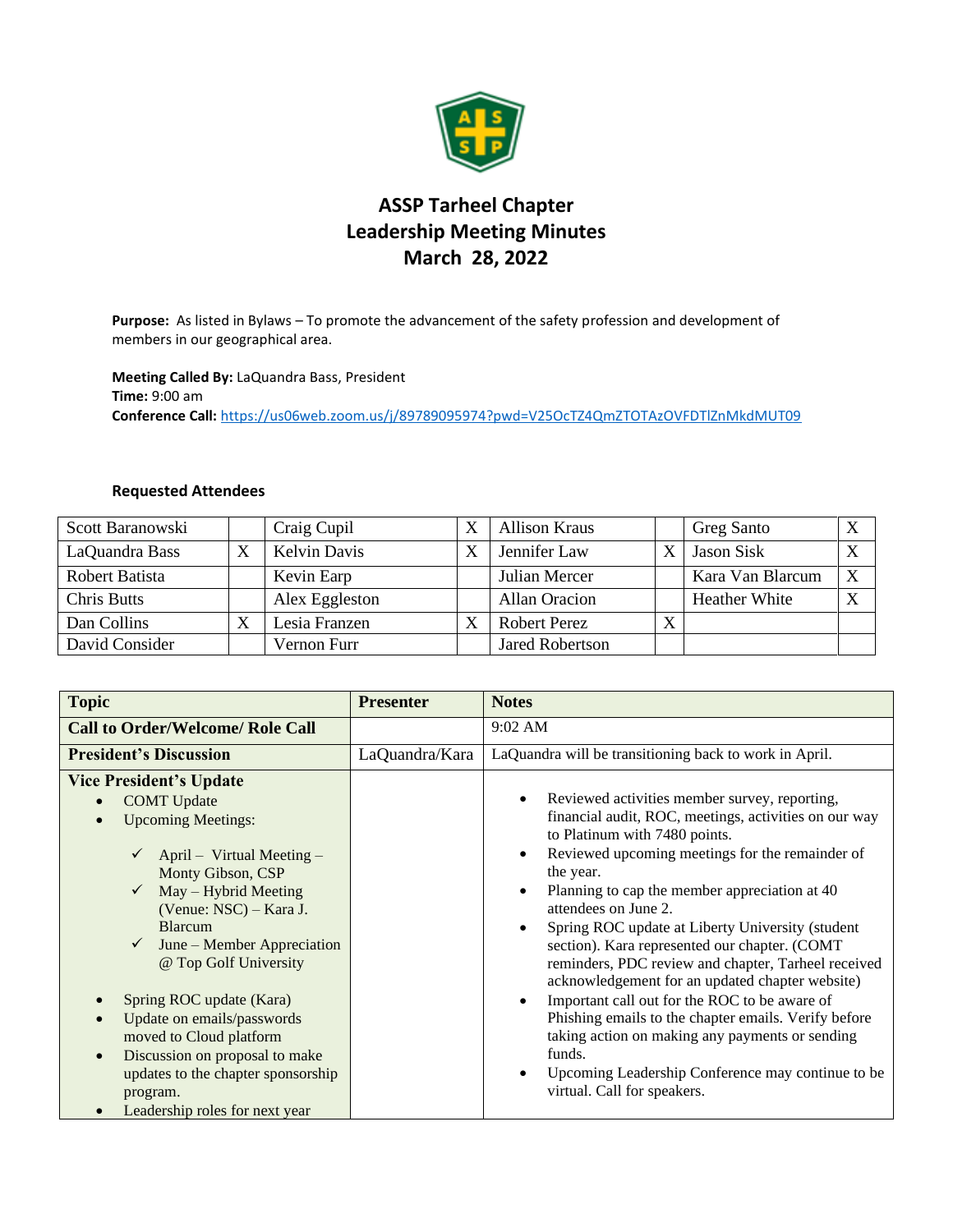# ASSP Tarheel Chapter
## Leadership Meeting Minutes
## March 28, 2022

**Purpose:** As listed in Bylaws – To promote the advancement of the safety profession and development of members in our geographical area.

**Meeting Called By:** LaQuandra Bass, President
**Time:** 9:00 am
**Conference Call:** https://us06web.zoom.us/j/89789095974?pwd=V25OcTZ4QmZTOTAzOVFDTlZnMkdMUT09

### Requested Attendees

| Scott Baranowski | | Craig Cupil | X | Allison Kraus | | Greg Santo | X |
|---|---|---|---|---|---|---|---|
| LaQuandra Bass | X | Kelvin Davis | X | Jennifer Law | X | Jason Sisk | X |
| Robert Batista | | Kevin Earp | | Julian Mercer | | Kara Van Blarcum | X |
| Chris Butts | | Alex Eggleston | | Allan Oracion | | Heather White | X |
| Dan Collins | X | Lesia Franzen | X | Robert Perez | X | | |
| David Consider | | Vernon Furr | | Jared Robertson | | | |

| Topic | Presenter | Notes |
|---|---|---|
| **Call to Order/Welcome/ Role Call** | | 9:02 AM |
| **President's Discussion** | LaQuandra/Kara | LaQuandra will be transitioning back to work in April. |
| **Vice President's Update**<br>• COMT Update<br>• Upcoming Meetings:<br>✓ April – Virtual Meeting – Monty Gibson, CSP<br>✓ May – Hybrid Meeting (Venue: NSC) – Kara J. Blarcum<br>✓ June – Member Appreciation @ Top Golf University<br>• Spring ROC update (Kara)<br>• Update on emails/passwords moved to Cloud platform<br>• Discussion on proposal to make updates to the chapter sponsorship program.<br>• Leadership roles for next year | | • Reviewed activities member survey, reporting, financial audit, ROC, meetings, activities on our way to Platinum with 7480 points.<br>• Reviewed upcoming meetings for the remainder of the year.<br>• Planning to cap the member appreciation at 40 attendees on June 2.<br>• Spring ROC update at Liberty University (student section). Kara represented our chapter. (COMT reminders, PDC review and chapter, Tarheel received acknowledgement for an updated chapter website)<br>• Important call out for the ROC to be aware of Phishing emails to the chapter emails. Verify before taking action on making any payments or sending funds.<br>• Upcoming Leadership Conference may continue to be virtual. Call for speakers. |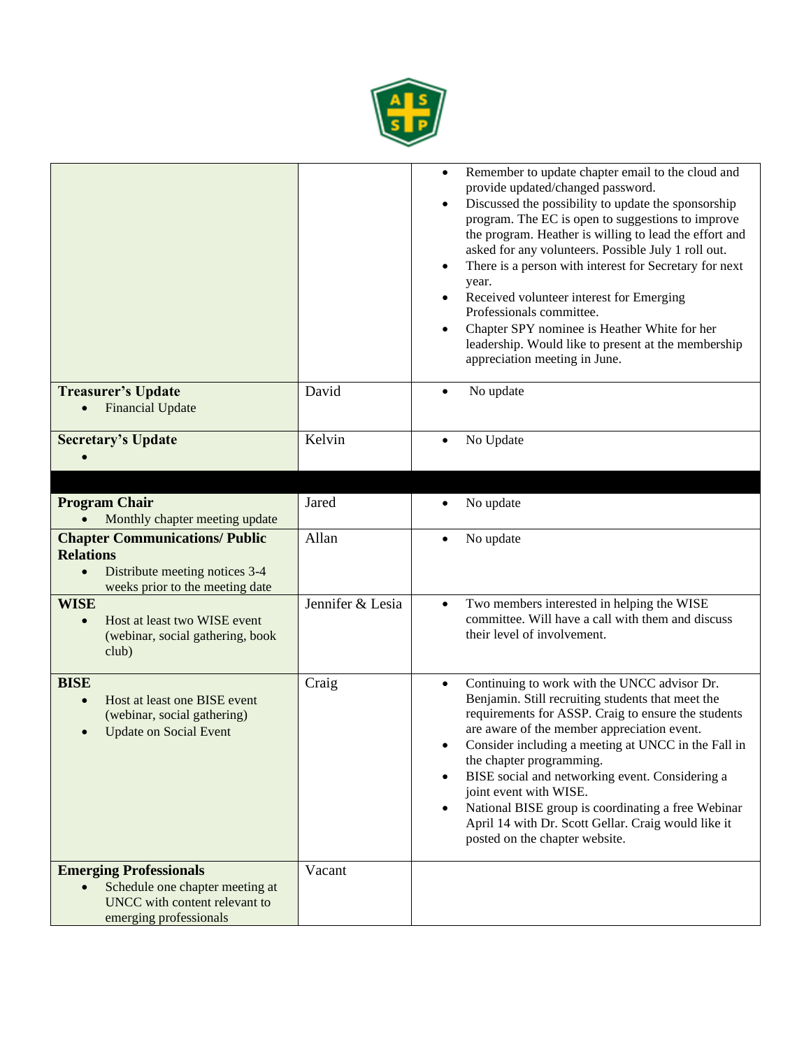| | | |
|---|---|---|
| | | • Remember to update chapter email to the cloud and provide updated/changed password.<br>• Discussed the possibility to update the sponsorship program. The EC is open to suggestions to improve the program. Heather is willing to lead the effort and asked for any volunteers. Possible July 1 roll out.<br>• There is a person with interest for Secretary for next year.<br>• Received volunteer interest for Emerging Professionals committee.<br>• Chapter SPY nominee is Heather White for her leadership. Would like to present at the membership appreciation meeting in June. |
| **Treasurer's Update**<br>• Financial Update | David | • No update |
| **Secretary's Update**<br>• | Kelvin | • No Update |
| | | |
| **Program Chair**<br>• Monthly chapter meeting update | Jared | • No update |
| **Chapter Communications/ Public Relations**<br>• Distribute meeting notices 3-4 weeks prior to the meeting date | Allan | • No update |
| **WISE**<br>• Host at least two WISE event (webinar, social gathering, book club) | Jennifer & Lesia | • Two members interested in helping the WISE committee. Will have a call with them and discuss their level of involvement. |
| **BISE**<br>• Host at least one BISE event (webinar, social gathering)<br>• Update on Social Event | Craig | • Continuing to work with the UNCC advisor Dr. Benjamin. Still recruiting students that meet the requirements for ASSP. Craig to ensure the students are aware of the member appreciation event.<br>• Consider including a meeting at UNCC in the Fall in the chapter programming.<br>• BISE social and networking event. Considering a joint event with WISE.<br>• National BISE group is coordinating a free Webinar April 14 with Dr. Scott Gellar. Craig would like it posted on the chapter website. |
| **Emerging Professionals**<br>• Schedule one chapter meeting at UNCC with content relevant to emerging professionals | Vacant | |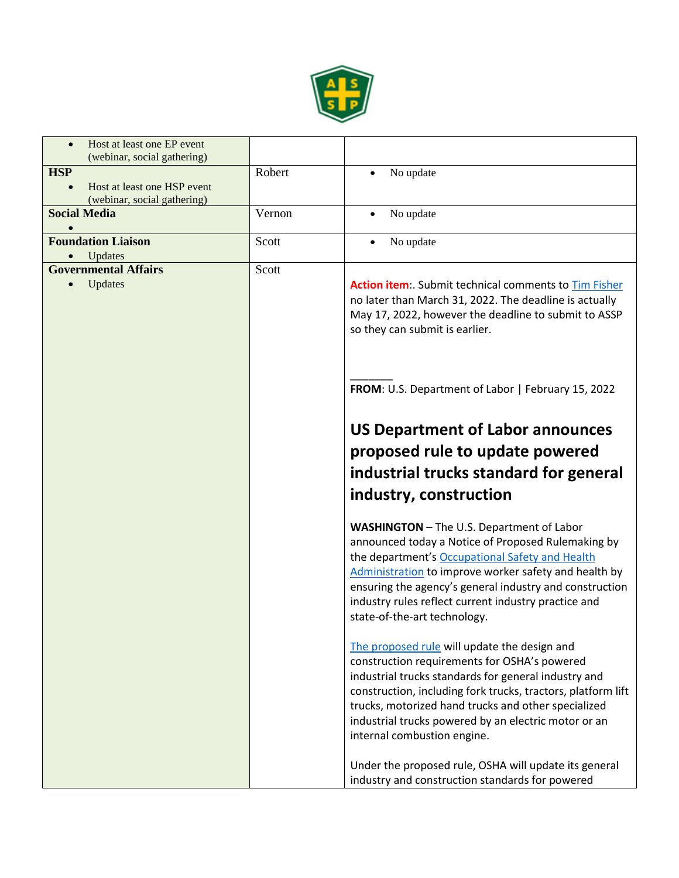| | | |
|---|---|---|
| • Host at least one EP event (webinar, social gathering) | | |
| **HSP**<br>• Host at least one HSP event (webinar, social gathering) | Robert | • No update |
| **Social Media**<br>• | Vernon | • No update |
| **Foundation Liaison**<br>• Updates | Scott | • No update |
| **Governmental Affairs**<br>• Updates | Scott | **Action item**:. Submit technical comments to Tim Fisher no later than March 31, 2022. The deadline is actually May 17, 2022, however the deadline to submit to ASSP so they can submit is earlier.<br><br>_______<br>**FROM**: U.S. Department of Labor \| February 15, 2022<br><br>**US Department of Labor announces proposed rule to update powered industrial trucks standard for general industry, construction**<br><br>**WASHINGTON** – The U.S. Department of Labor announced today a Notice of Proposed Rulemaking by the department's Occupational Safety and Health Administration to improve worker safety and health by ensuring the agency's general industry and construction industry rules reflect current industry practice and state-of-the-art technology.<br><br>The proposed rule will update the design and construction requirements for OSHA's powered industrial trucks standards for general industry and construction, including fork trucks, tractors, platform lift trucks, motorized hand trucks and other specialized industrial trucks powered by an electric motor or an internal combustion engine.<br><br>Under the proposed rule, OSHA will update its general industry and construction standards for powered |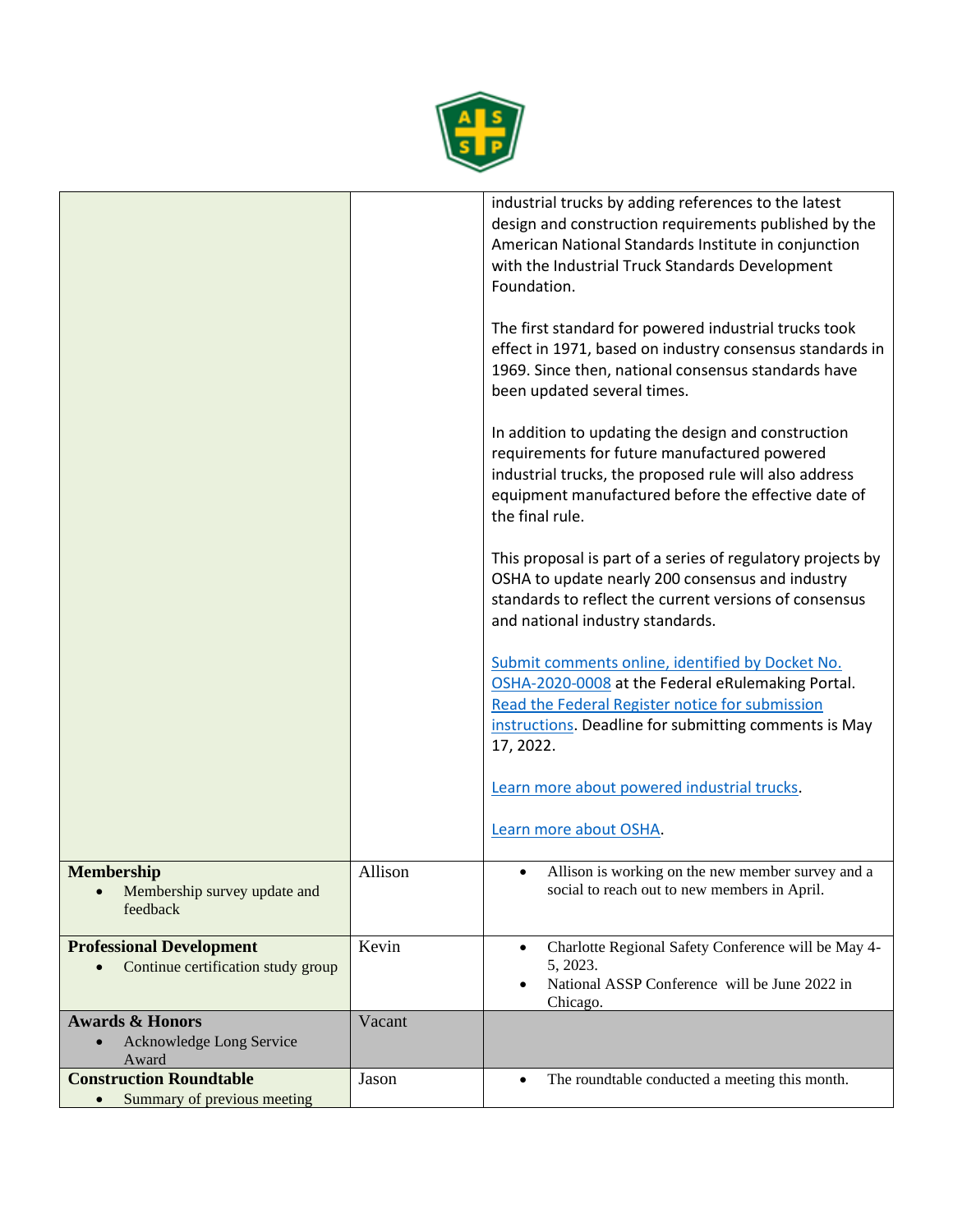| | | |
|---|---|---|
| | | industrial trucks by adding references to the latest design and construction requirements published by the American National Standards Institute in conjunction with the Industrial Truck Standards Development Foundation.<br><br>The first standard for powered industrial trucks took effect in 1971, based on industry consensus standards in 1969. Since then, national consensus standards have been updated several times.<br><br>In addition to updating the design and construction requirements for future manufactured powered industrial trucks, the proposed rule will also address equipment manufactured before the effective date of the final rule.<br><br>This proposal is part of a series of regulatory projects by OSHA to update nearly 200 consensus and industry standards to reflect the current versions of consensus and national industry standards.<br><br>Submit comments online, identified by Docket No. OSHA-2020-0008 at the Federal eRulemaking Portal. Read the Federal Register notice for submission instructions. Deadline for submitting comments is May 17, 2022.<br><br>Learn more about powered industrial trucks.<br><br>Learn more about OSHA. |
| **Membership**<br>• Membership survey update and feedback | Allison | • Allison is working on the new member survey and a social to reach out to new members in April. |
| **Professional Development**<br>• Continue certification study group | Kevin | • Charlotte Regional Safety Conference will be May 4-5, 2023.<br>• National ASSP Conference will be June 2022 in Chicago. |
| **Awards & Honors**<br>• Acknowledge Long Service Award | Vacant | |
| **Construction Roundtable**<br>• Summary of previous meeting | Jason | • The roundtable conducted a meeting this month. |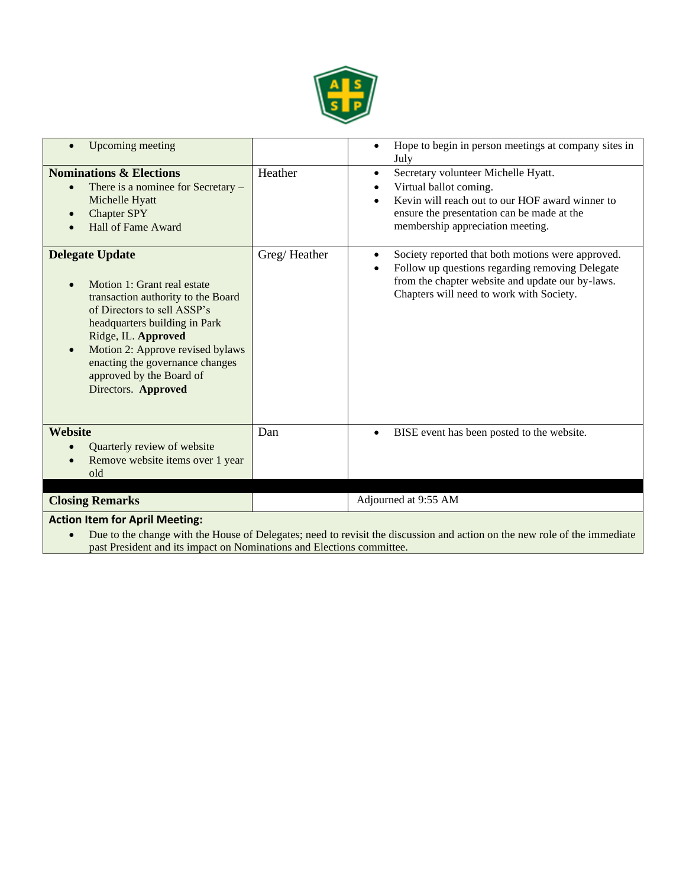| | | |
|---|---|---|
| • Upcoming meeting | | • Hope to begin in person meetings at company sites in July |
| **Nominations & Elections**<br>• There is a nominee for Secretary – Michelle Hyatt<br>• Chapter SPY<br>• Hall of Fame Award | Heather | • Secretary volunteer Michelle Hyatt.<br>• Virtual ballot coming.<br>• Kevin will reach out to our HOF award winner to ensure the presentation can be made at the membership appreciation meeting. |
| **Delegate Update**<br>• Motion 1: Grant real estate transaction authority to the Board of Directors to sell ASSP's headquarters building in Park Ridge, IL. **Approved**<br>• Motion 2: Approve revised bylaws enacting the governance changes approved by the Board of Directors. **Approved** | Greg/ Heather | • Society reported that both motions were approved.<br>• Follow up questions regarding removing Delegate from the chapter website and update our by-laws. Chapters will need to work with Society. |
| **Website**<br>• Quarterly review of website<br>• Remove website items over 1 year old | Dan | • BISE event has been posted to the website. |
| | | |
| **Closing Remarks** | | Adjourned at 9:55 AM |

**Action Item for April Meeting:**

- Due to the change with the House of Delegates; need to revisit the discussion and action on the new role of the immediate past President and its impact on Nominations and Elections committee.